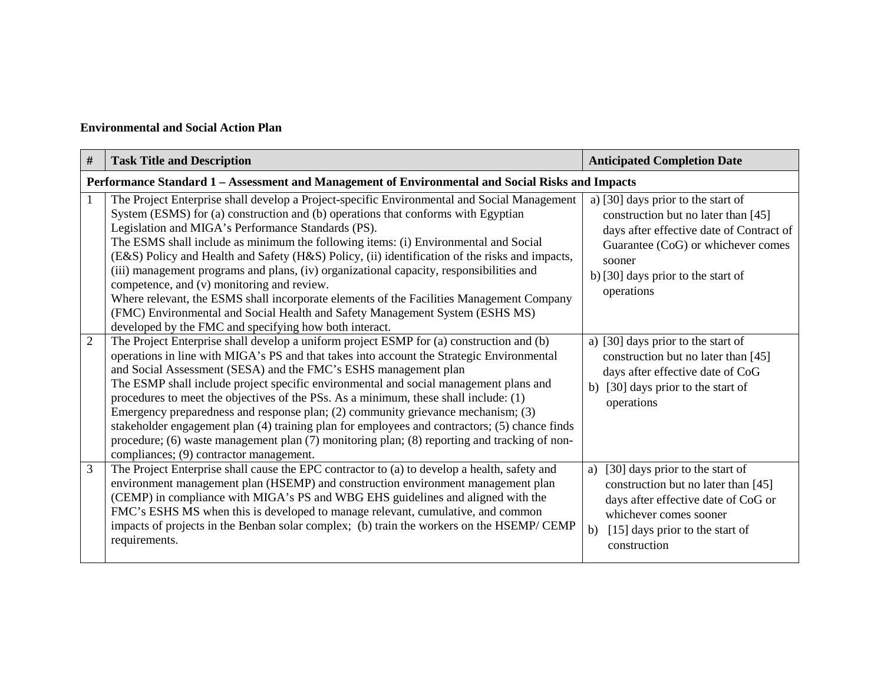**Environmental and Social Action Plan**

| # | Task Title and Description | Anticipated Completion Date |
|---|---|---|
| **Performance Standard 1 – Assessment and Management of Environmental and Social Risks and Impacts** | | |
| 1 | The Project Enterprise shall develop a Project-specific Environmental and Social Management System (ESMS) for (a) construction and (b) operations that conforms with Egyptian Legislation and MIGA's Performance Standards (PS).<br>The ESMS shall include as minimum the following items: (i) Environmental and Social (E&S) Policy and Health and Safety (H&S) Policy, (ii) identification of the risks and impacts, (iii) management programs and plans, (iv) organizational capacity, responsibilities and competence, and (v) monitoring and review.<br>Where relevant, the ESMS shall incorporate elements of the Facilities Management Company (FMC) Environmental and Social Health and Safety Management System (ESHS MS) developed by the FMC and specifying how both interact. | a) [30] days prior to the start of construction but no later than [45] days after effective date of Contract of Guarantee (CoG) or whichever comes sooner<br>b) [30] days prior to the start of operations |
| 2 | The Project Enterprise shall develop a uniform project ESMP for (a) construction and (b) operations in line with MIGA's PS and that takes into account the Strategic Environmental and Social Assessment (SESA) and the FMC's ESHS management plan<br>The ESMP shall include project specific environmental and social management plans and procedures to meet the objectives of the PSs. As a minimum, these shall include: (1) Emergency preparedness and response plan; (2) community grievance mechanism; (3) stakeholder engagement plan (4) training plan for employees and contractors; (5) chance finds procedure; (6) waste management plan (7) monitoring plan; (8) reporting and tracking of non-compliances; (9) contractor management. | a) [30] days prior to the start of construction but no later than [45] days after effective date of CoG<br>b) [30] days prior to the start of operations |
| 3 | The Project Enterprise shall cause the EPC contractor to (a) to develop a health, safety and environment management plan (HSEMP) and construction environment management plan (CEMP) in compliance with MIGA's PS and WBG EHS guidelines and aligned with the FMC's ESHS MS when this is developed to manage relevant, cumulative, and common impacts of projects in the Benban solar complex; (b) train the workers on the HSEMP/ CEMP requirements. | a) [30] days prior to the start of construction but no later than [45] days after effective date of CoG or whichever comes sooner<br>b) [15] days prior to the start of construction |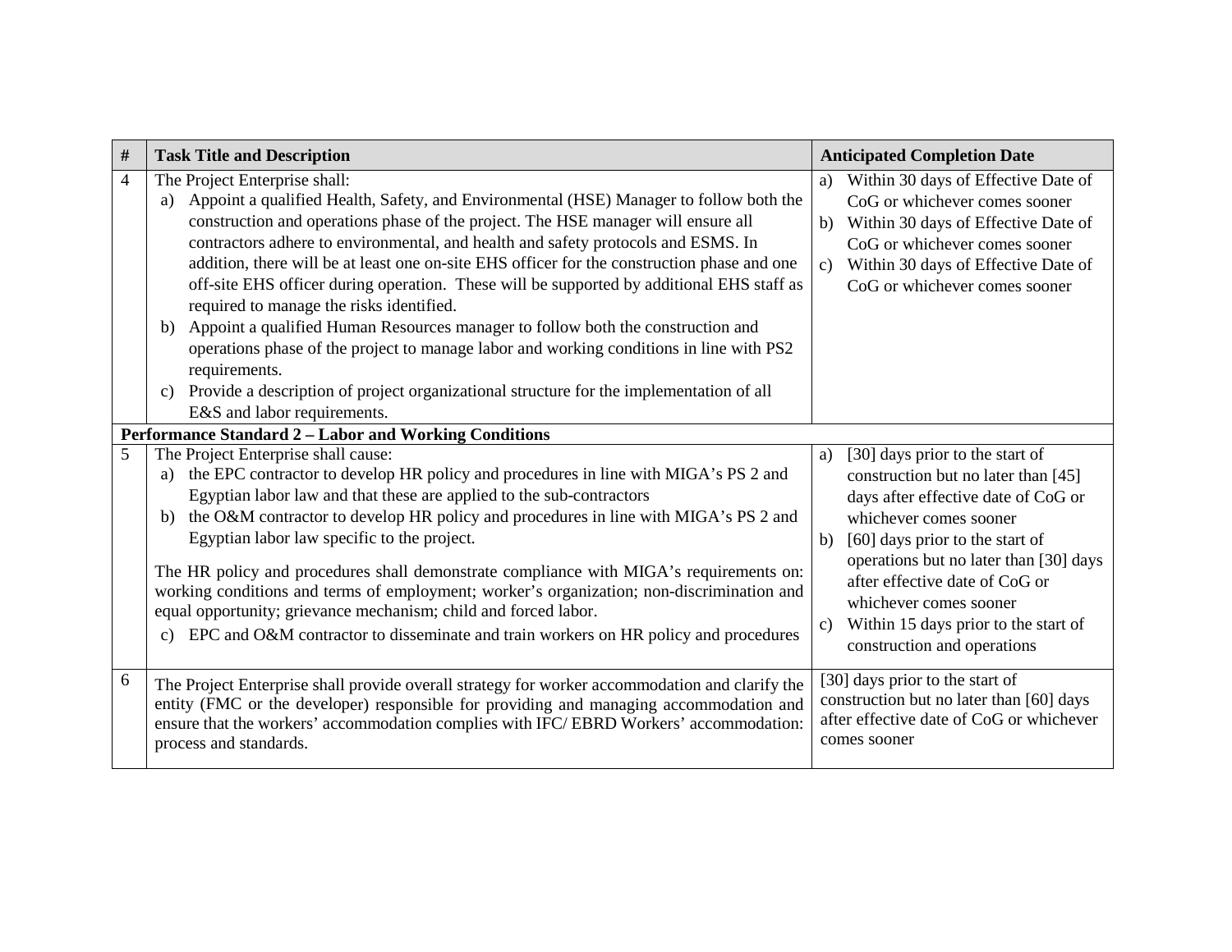| # | Task Title and Description | Anticipated Completion Date |
|---|---|---|
| 4 | The Project Enterprise shall:<br>a) Appoint a qualified Health, Safety, and Environmental (HSE) Manager to follow both the construction and operations phase of the project. The HSE manager will ensure all contractors adhere to environmental, and health and safety protocols and ESMS. In addition, there will be at least one on-site EHS officer for the construction phase and one off-site EHS officer during operation. These will be supported by additional EHS staff as required to manage the risks identified.<br>b) Appoint a qualified Human Resources manager to follow both the construction and operations phase of the project to manage labor and working conditions in line with PS2 requirements.<br>c) Provide a description of project organizational structure for the implementation of all E&S and labor requirements. | a) Within 30 days of Effective Date of CoG or whichever comes sooner<br>b) Within 30 days of Effective Date of CoG or whichever comes sooner<br>c) Within 30 days of Effective Date of CoG or whichever comes sooner |
| **Performance Standard 2 – Labor and Working Conditions** | | |
| 5 | The Project Enterprise shall cause:<br>a) the EPC contractor to develop HR policy and procedures in line with MIGA's PS 2 and Egyptian labor law and that these are applied to the sub-contractors<br>b) the O&M contractor to develop HR policy and procedures in line with MIGA's PS 2 and Egyptian labor law specific to the project.<br><br>The HR policy and procedures shall demonstrate compliance with MIGA's requirements on: working conditions and terms of employment; worker's organization; non-discrimination and equal opportunity; grievance mechanism; child and forced labor.<br>c) EPC and O&M contractor to disseminate and train workers on HR policy and procedures | a) [30] days prior to the start of construction but no later than [45] days after effective date of CoG or whichever comes sooner<br>b) [60] days prior to the start of operations but no later than [30] days after effective date of CoG or whichever comes sooner<br>c) Within 15 days prior to the start of construction and operations |
| 6 | The Project Enterprise shall provide overall strategy for worker accommodation and clarify the entity (FMC or the developer) responsible for providing and managing accommodation and ensure that the workers' accommodation complies with IFC/ EBRD Workers' accommodation: process and standards. | [30] days prior to the start of construction but no later than [60] days after effective date of CoG or whichever comes sooner |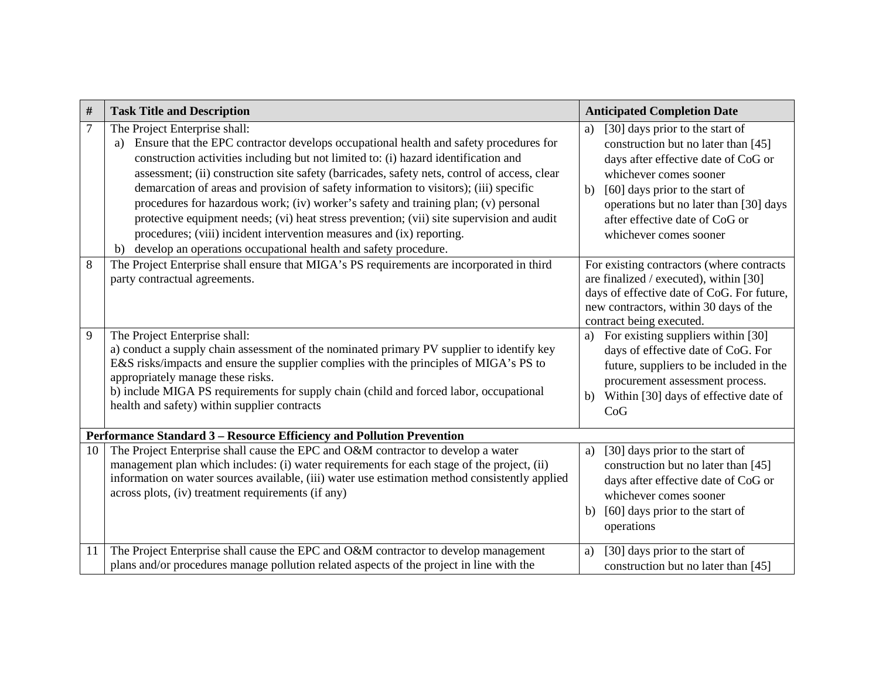| # | Task Title and Description | Anticipated Completion Date |
|---|---|---|
| 7 | The Project Enterprise shall:<br>a) Ensure that the EPC contractor develops occupational health and safety procedures for construction activities including but not limited to: (i) hazard identification and assessment; (ii) construction site safety (barricades, safety nets, control of access, clear demarcation of areas and provision of safety information to visitors); (iii) specific procedures for hazardous work; (iv) worker's safety and training plan; (v) personal protective equipment needs; (vi) heat stress prevention; (vii) site supervision and audit procedures; (viii) incident intervention measures and (ix) reporting.<br>b) develop an operations occupational health and safety procedure. | a) [30] days prior to the start of construction but no later than [45] days after effective date of CoG or whichever comes sooner<br>b) [60] days prior to the start of operations but no later than [30] days after effective date of CoG or whichever comes sooner |
| 8 | The Project Enterprise shall ensure that MIGA's PS requirements are incorporated in third party contractual agreements. | For existing contractors (where contracts are finalized / executed), within [30] days of effective date of CoG. For future, new contractors, within 30 days of the contract being executed. |
| 9 | The Project Enterprise shall:<br>a) conduct a supply chain assessment of the nominated primary PV supplier to identify key E&S risks/impacts and ensure the supplier complies with the principles of MIGA's PS to appropriately manage these risks.<br>b) include MIGA PS requirements for supply chain (child and forced labor, occupational health and safety) within supplier contracts | a) For existing suppliers within [30] days of effective date of CoG. For future, suppliers to be included in the procurement assessment process.<br>b) Within [30] days of effective date of CoG |
| **Performance Standard 3 – Resource Efficiency and Pollution Prevention** | | |
| 10 | The Project Enterprise shall cause the EPC and O&M contractor to develop a water management plan which includes: (i) water requirements for each stage of the project, (ii) information on water sources available, (iii) water use estimation method consistently applied across plots, (iv) treatment requirements (if any) | a) [30] days prior to the start of construction but no later than [45] days after effective date of CoG or whichever comes sooner<br>b) [60] days prior to the start of operations |
| 11 | The Project Enterprise shall cause the EPC and O&M contractor to develop management plans and/or procedures manage pollution related aspects of the project in line with the | a) [30] days prior to the start of construction but no later than [45] |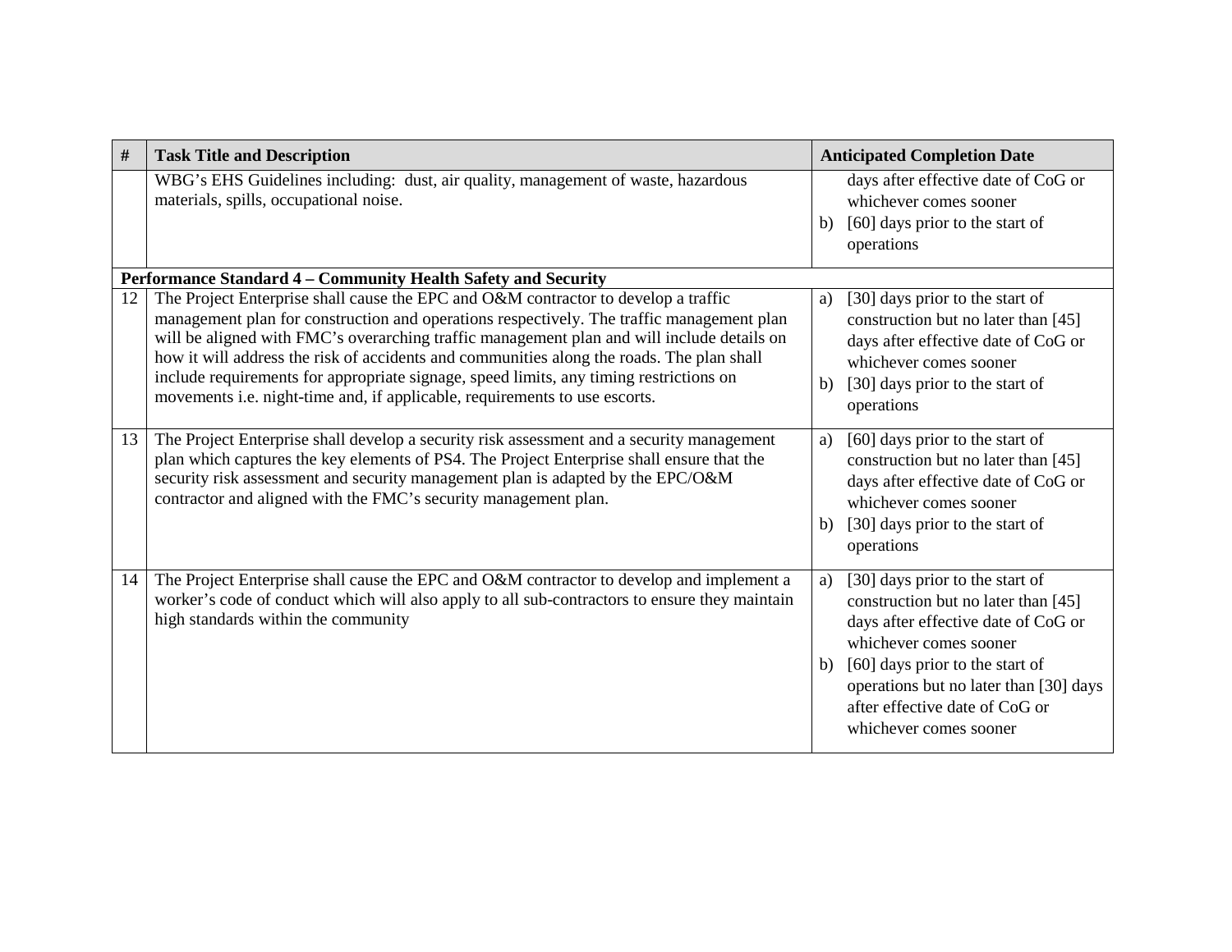| # | Task Title and Description | Anticipated Completion Date |
|---|---|---|
| | WBG's EHS Guidelines including: dust, air quality, management of waste, hazardous materials, spills, occupational noise. | days after effective date of CoG or whichever comes sooner<br>b) [60] days prior to the start of operations |
| **Performance Standard 4 – Community Health Safety and Security** | | |
| 12 | The Project Enterprise shall cause the EPC and O&M contractor to develop a traffic management plan for construction and operations respectively. The traffic management plan will be aligned with FMC's overarching traffic management plan and will include details on how it will address the risk of accidents and communities along the roads. The plan shall include requirements for appropriate signage, speed limits, any timing restrictions on movements i.e. night-time and, if applicable, requirements to use escorts. | a) [30] days prior to the start of construction but no later than [45] days after effective date of CoG or whichever comes sooner<br>b) [30] days prior to the start of operations |
| 13 | The Project Enterprise shall develop a security risk assessment and a security management plan which captures the key elements of PS4. The Project Enterprise shall ensure that the security risk assessment and security management plan is adapted by the EPC/O&M contractor and aligned with the FMC's security management plan. | a) [60] days prior to the start of construction but no later than [45] days after effective date of CoG or whichever comes sooner<br>b) [30] days prior to the start of operations |
| 14 | The Project Enterprise shall cause the EPC and O&M contractor to develop and implement a worker's code of conduct which will also apply to all sub-contractors to ensure they maintain high standards within the community | a) [30] days prior to the start of construction but no later than [45] days after effective date of CoG or whichever comes sooner<br>b) [60] days prior to the start of operations but no later than [30] days after effective date of CoG or whichever comes sooner |